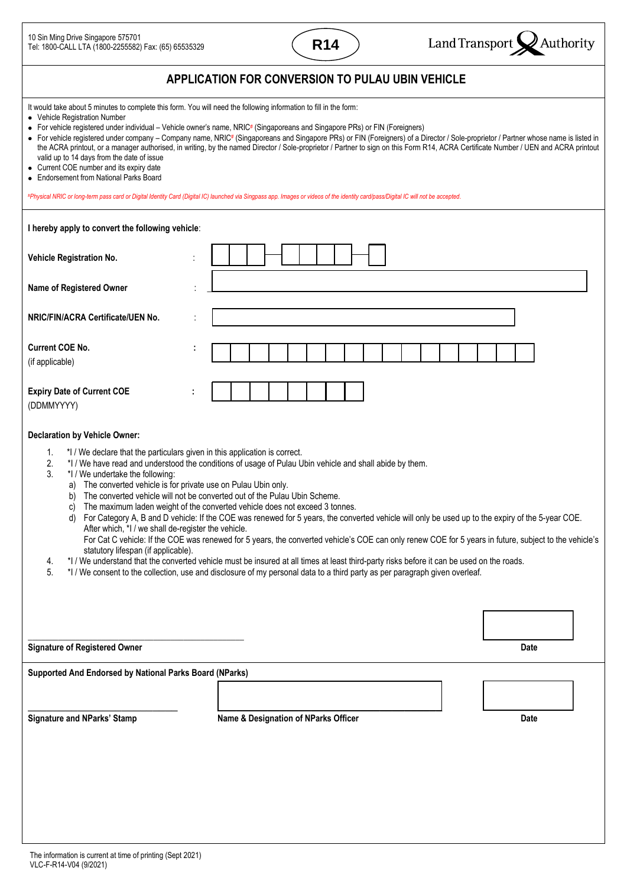10 Sin Ming Drive Singapore 575701
Tel: 1800-CALL LTA (1800-2255582) Fax: (65) 65535329

**R14**

Land Transport Authority

# APPLICATION FOR CONVERSION TO PULAU UBIN VEHICLE

It would take about 5 minutes to complete this form. You will need the following information to fill in the form:

- Vehicle Registration Number
- For vehicle registered under individual – Vehicle owner's name, NRIC# (Singaporeans and Singapore PRs) or FIN (Foreigners)
- For vehicle registered under company – Company name, NRIC# (Singaporeans and Singapore PRs) or FIN (Foreigners) of a Director / Sole-proprietor / Partner whose name is listed in the ACRA printout, or a manager authorised, in writing, by the named Director / Sole-proprietor / Partner to sign on this Form R14, ACRA Certificate Number / UEN and ACRA printout valid up to 14 days from the date of issue
- Current COE number and its expiry date
- Endorsement from National Parks Board

*#Physical NRIC or long-term pass card or Digital Identity Card (Digital IC) launched via Singpass app. Images or videos of the identity card/pass/Digital IC will not be accepted.*

**I hereby apply to convert the following vehicle**:

**Vehicle Registration No.** : 

**Name of Registered Owner** : 

**NRIC/FIN/ACRA Certificate/UEN No.** : 

**Current COE No.** (if applicable) : 

**Expiry Date of Current COE** (DDMMYYYY) : 

**Declaration by Vehicle Owner:**

1. *I / We declare that the particulars given in this application is correct.
2. *I / We have read and understood the conditions of usage of Pulau Ubin vehicle and shall abide by them.
3. *I / We undertake the following:
   a) The converted vehicle is for private use on Pulau Ubin only.
   b) The converted vehicle will not be converted out of the Pulau Ubin Scheme.
   c) The maximum laden weight of the converted vehicle does not exceed 3 tonnes.
   d) For Category A, B and D vehicle: If the COE was renewed for 5 years, the converted vehicle will only be used up to the expiry of the 5-year COE. After which, *I / we shall de-register the vehicle.
   For Cat C vehicle: If the COE was renewed for 5 years, the converted vehicle's COE can only renew COE for 5 years in future, subject to the vehicle's statutory lifespan (if applicable).
4. *I / We understand that the converted vehicle must be insured at all times at least third-party risks before it can be used on the roads.
5. *I / We consent to the collection, use and disclosure of my personal data to a third party as per paragraph given overleaf.

**Signature of Registered Owner** **Date**

**Supported And Endorsed by National Parks Board (NParks)**

**Signature and NParks' Stamp** **Name & Designation of NParks Officer** **Date**

The information is current at time of printing (Sept 2021)
VLC-F-R14-V04 (9/2021)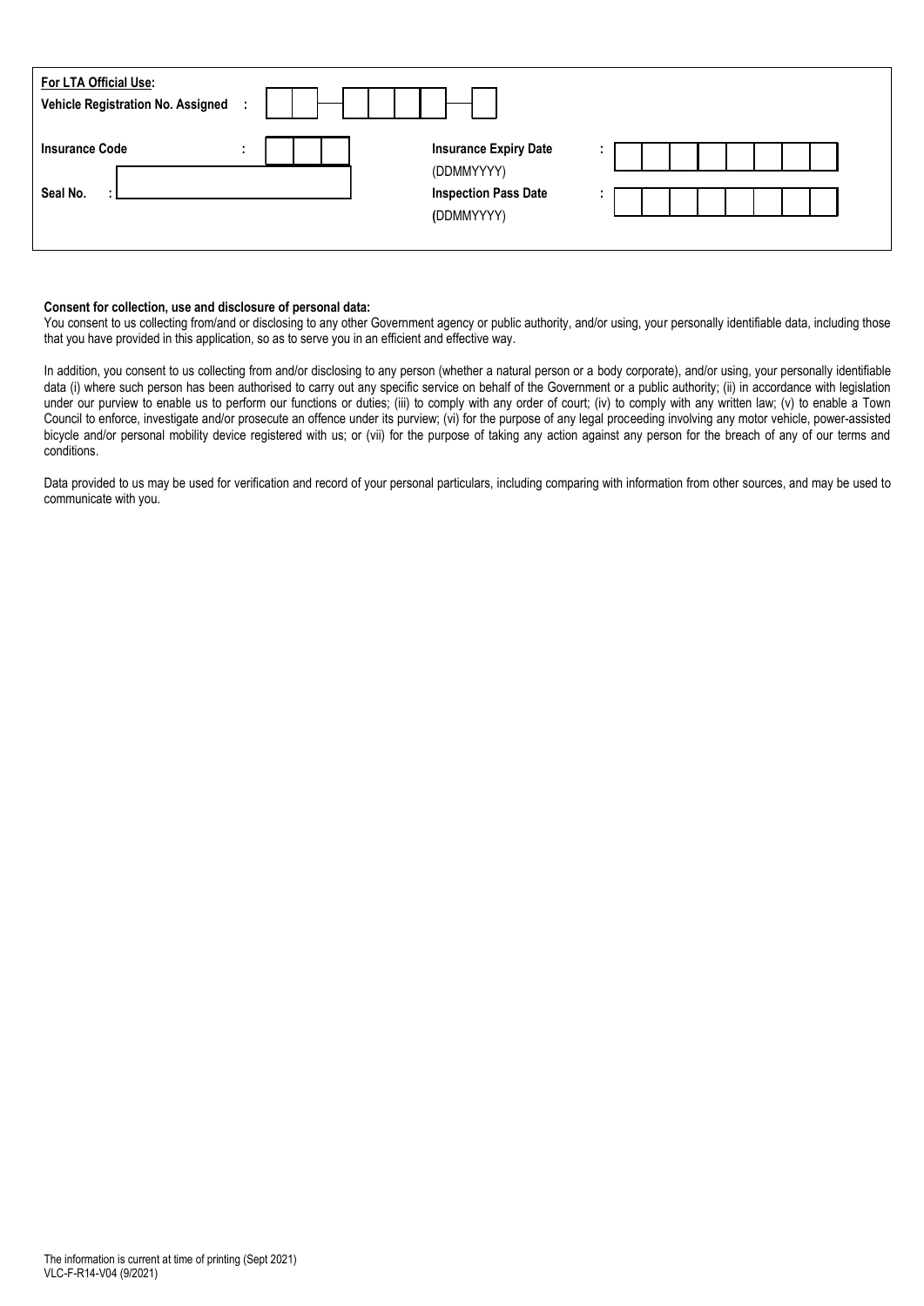**For LTA Official Use:**

**Vehicle Registration No. Assigned** : 

**Insurance Code** : 

**Insurance Expiry Date** (DDMMYYYY) : 

**Seal No.** : 

**Inspection Pass Date** (DDMMYYYY) : 

**Consent for collection, use and disclosure of personal data:**

You consent to us collecting from/and or disclosing to any other Government agency or public authority, and/or using, your personally identifiable data, including those that you have provided in this application, so as to serve you in an efficient and effective way.

In addition, you consent to us collecting from and/or disclosing to any person (whether a natural person or a body corporate), and/or using, your personally identifiable data (i) where such person has been authorised to carry out any specific service on behalf of the Government or a public authority; (ii) in accordance with legislation under our purview to enable us to perform our functions or duties; (iii) to comply with any order of court; (iv) to comply with any written law; (v) to enable a Town Council to enforce, investigate and/or prosecute an offence under its purview; (vi) for the purpose of any legal proceeding involving any motor vehicle, power-assisted bicycle and/or personal mobility device registered with us; or (vii) for the purpose of taking any action against any person for the breach of any of our terms and conditions.

Data provided to us may be used for verification and record of your personal particulars, including comparing with information from other sources, and may be used to communicate with you.

The information is current at time of printing (Sept 2021)
VLC-F-R14-V04 (9/2021)